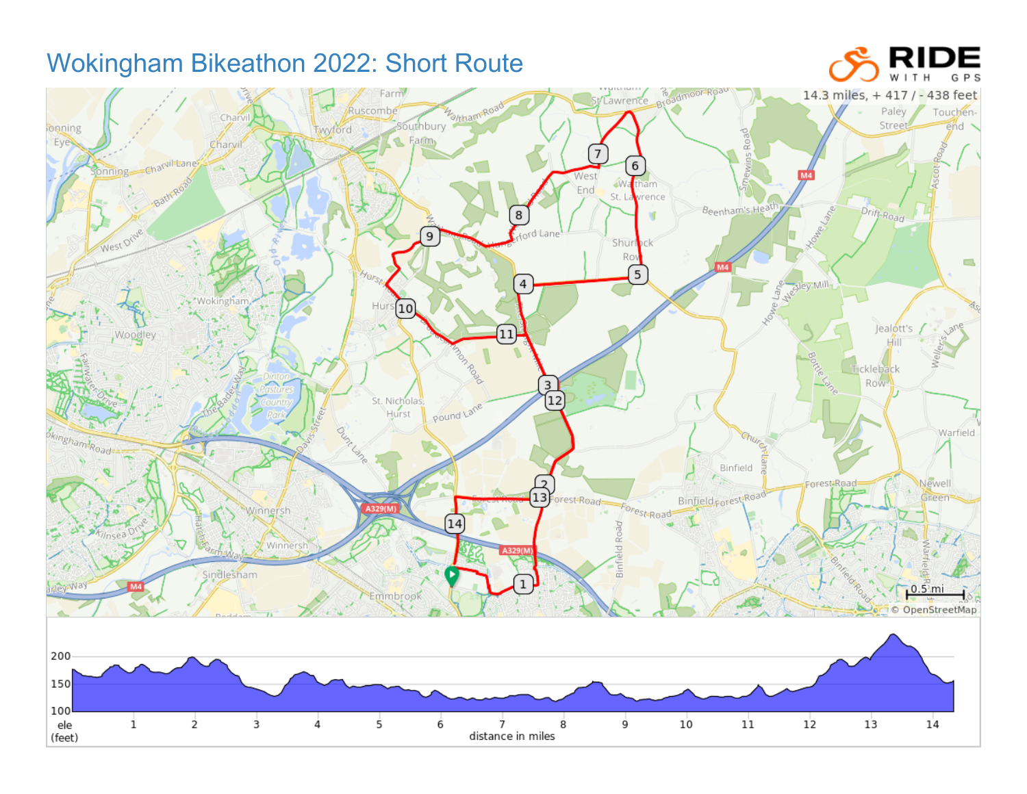# Wokingham Bikeathon 2022: Short Route

RIDE WITH GPS

14.3 miles, + 417 / - 438 feet

ele (feet)

200

150

100

1 2 3 4 5 6 7 8 9 10 11 12 13 14

distance in miles

0.5 mi

© OpenStreetMap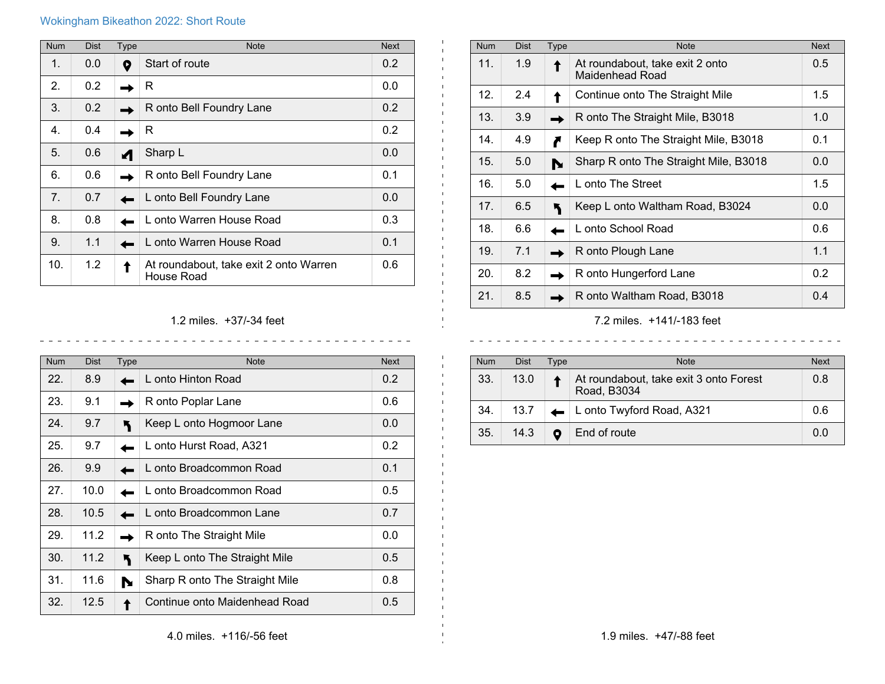# Wokingham Bikeathon 2022: Short Route

| Num | Dist | Type | Note | Next |
|---|---|---|---|---|
| 1. | 0.0 | | Start of route | 0.2 |
| 2. | 0.2 | | R | 0.0 |
| 3. | 0.2 | | R onto Bell Foundry Lane | 0.2 |
| 4. | 0.4 | | R | 0.2 |
| 5. | 0.6 | | Sharp L | 0.0 |
| 6. | 0.6 | | R onto Bell Foundry Lane | 0.1 |
| 7. | 0.7 | | L onto Bell Foundry Lane | 0.0 |
| 8. | 0.8 | | L onto Warren House Road | 0.3 |
| 9. | 1.1 | | L onto Warren House Road | 0.1 |
| 10. | 1.2 | | At roundabout, take exit 2 onto Warren House Road | 0.6 |

1.2 miles. +37/-34 feet

| Num | Dist | Type | Note | Next |
|---|---|---|---|---|
| 11. | 1.9 | | At roundabout, take exit 2 onto Maidenhead Road | 0.5 |
| 12. | 2.4 | | Continue onto The Straight Mile | 1.5 |
| 13. | 3.9 | | R onto The Straight Mile, B3018 | 1.0 |
| 14. | 4.9 | | Keep R onto The Straight Mile, B3018 | 0.1 |
| 15. | 5.0 | | Sharp R onto The Straight Mile, B3018 | 0.0 |
| 16. | 5.0 | | L onto The Street | 1.5 |
| 17. | 6.5 | | Keep L onto Waltham Road, B3024 | 0.0 |
| 18. | 6.6 | | L onto School Road | 0.6 |
| 19. | 7.1 | | R onto Plough Lane | 1.1 |
| 20. | 8.2 | | R onto Hungerford Lane | 0.2 |
| 21. | 8.5 | | R onto Waltham Road, B3018 | 0.4 |

7.2 miles. +141/-183 feet

| Num | Dist | Type | Note | Next |
|---|---|---|---|---|
| 22. | 8.9 | | L onto Hinton Road | 0.2 |
| 23. | 9.1 | | R onto Poplar Lane | 0.6 |
| 24. | 9.7 | | Keep L onto Hogmoor Lane | 0.0 |
| 25. | 9.7 | | L onto Hurst Road, A321 | 0.2 |
| 26. | 9.9 | | L onto Broadcommon Road | 0.1 |
| 27. | 10.0 | | L onto Broadcommon Road | 0.5 |
| 28. | 10.5 | | L onto Broadcommon Lane | 0.7 |
| 29. | 11.2 | | R onto The Straight Mile | 0.0 |
| 30. | 11.2 | | Keep L onto The Straight Mile | 0.5 |
| 31. | 11.6 | | Sharp R onto The Straight Mile | 0.8 |
| 32. | 12.5 | | Continue onto Maidenhead Road | 0.5 |

4.0 miles. +116/-56 feet

| Num | Dist | Type | Note | Next |
|---|---|---|---|---|
| 33. | 13.0 | | At roundabout, take exit 3 onto Forest Road, B3034 | 0.8 |
| 34. | 13.7 | | L onto Twyford Road, A321 | 0.6 |
| 35. | 14.3 | | End of route | 0.0 |

1.9 miles. +47/-88 feet